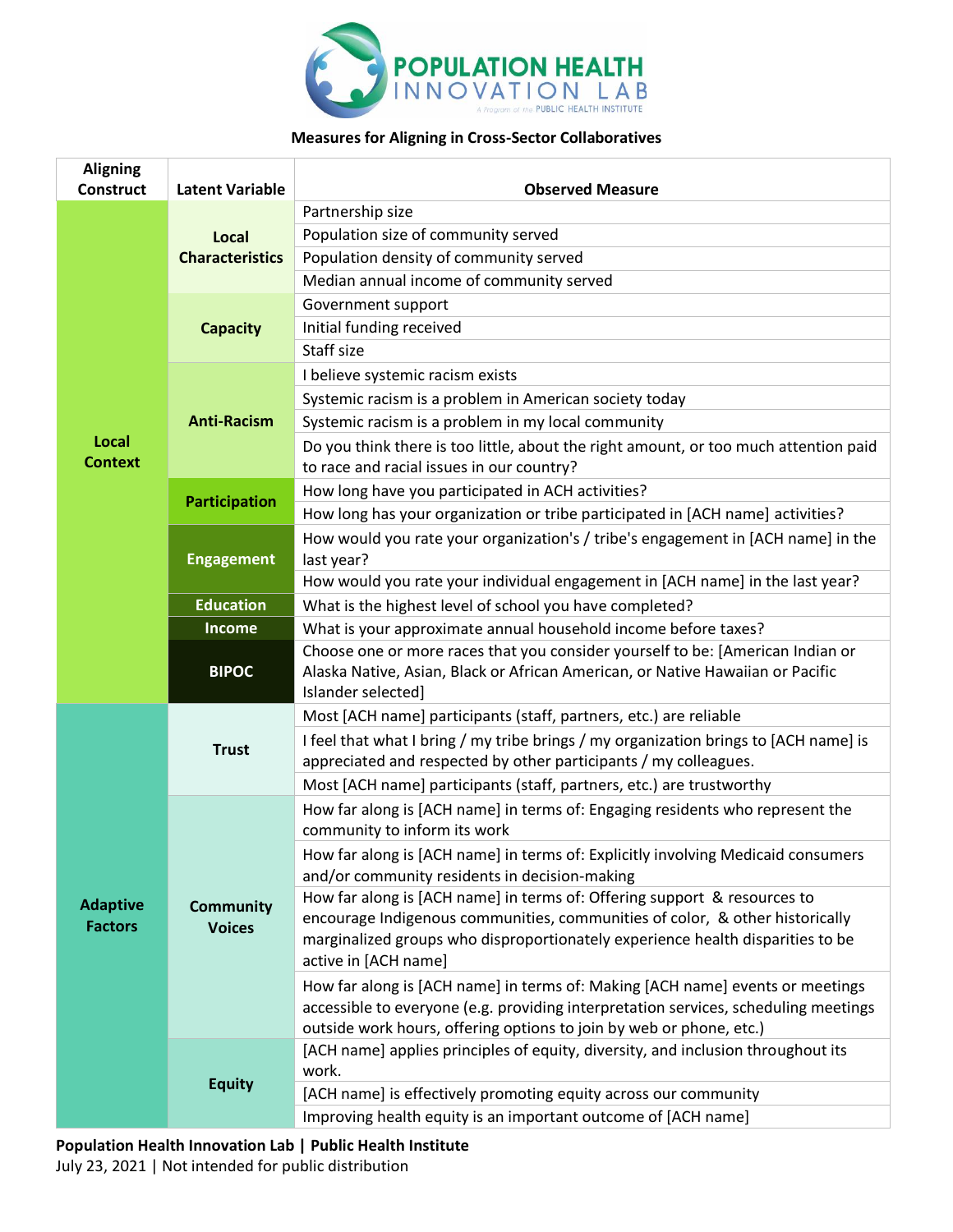POPULATION HEALTH INNOVATION LAB

A Program of the PUBLIC HEALTH INSTITUTE

**Measures for Aligning in Cross-Sector Collaboratives**

| Aligning Construct | Latent Variable | Observed Measure |
|---|---|---|
| Local Context | Local Characteristics | Partnership size |
| | | Population size of community served |
| | | Population density of community served |
| | | Median annual income of community served |
| | Capacity | Government support |
| | | Initial funding received |
| | | Staff size |
| | Anti-Racism | I believe systemic racism exists |
| | | Systemic racism is a problem in American society today |
| | | Systemic racism is a problem in my local community |
| | | Do you think there is too little, about the right amount, or too much attention paid to race and racial issues in our country? |
| | Participation | How long have you participated in ACH activities? |
| | | How long has your organization or tribe participated in [ACH name] activities? |
| | Engagement | How would you rate your organization's / tribe's engagement in [ACH name] in the last year? |
| | | How would you rate your individual engagement in [ACH name] in the last year? |
| | Education | What is the highest level of school you have completed? |
| | Income | What is your approximate annual household income before taxes? |
| | BIPOC | Choose one or more races that you consider yourself to be: [American Indian or Alaska Native, Asian, Black or African American, or Native Hawaiian or Pacific Islander selected] |
| Adaptive Factors | Trust | Most [ACH name] participants (staff, partners, etc.) are reliable |
| | | I feel that what I bring / my tribe brings / my organization brings to [ACH name] is appreciated and respected by other participants / my colleagues. |
| | | Most [ACH name] participants (staff, partners, etc.) are trustworthy |
| | Community Voices | How far along is [ACH name] in terms of: Engaging residents who represent the community to inform its work |
| | | How far along is [ACH name] in terms of: Explicitly involving Medicaid consumers and/or community residents in decision-making |
| | | How far along is [ACH name] in terms of: Offering support & resources to encourage Indigenous communities, communities of color, & other historically marginalized groups who disproportionately experience health disparities to be active in [ACH name] |
| | | How far along is [ACH name] in terms of: Making [ACH name] events or meetings accessible to everyone (e.g. providing interpretation services, scheduling meetings outside work hours, offering options to join by web or phone, etc.) |
| | Equity | [ACH name] applies principles of equity, diversity, and inclusion throughout its work. |
| | | [ACH name] is effectively promoting equity across our community |
| | | Improving health equity is an important outcome of [ACH name] |

**Population Health Innovation Lab | Public Health Institute**
July 23, 2021 | Not intended for public distribution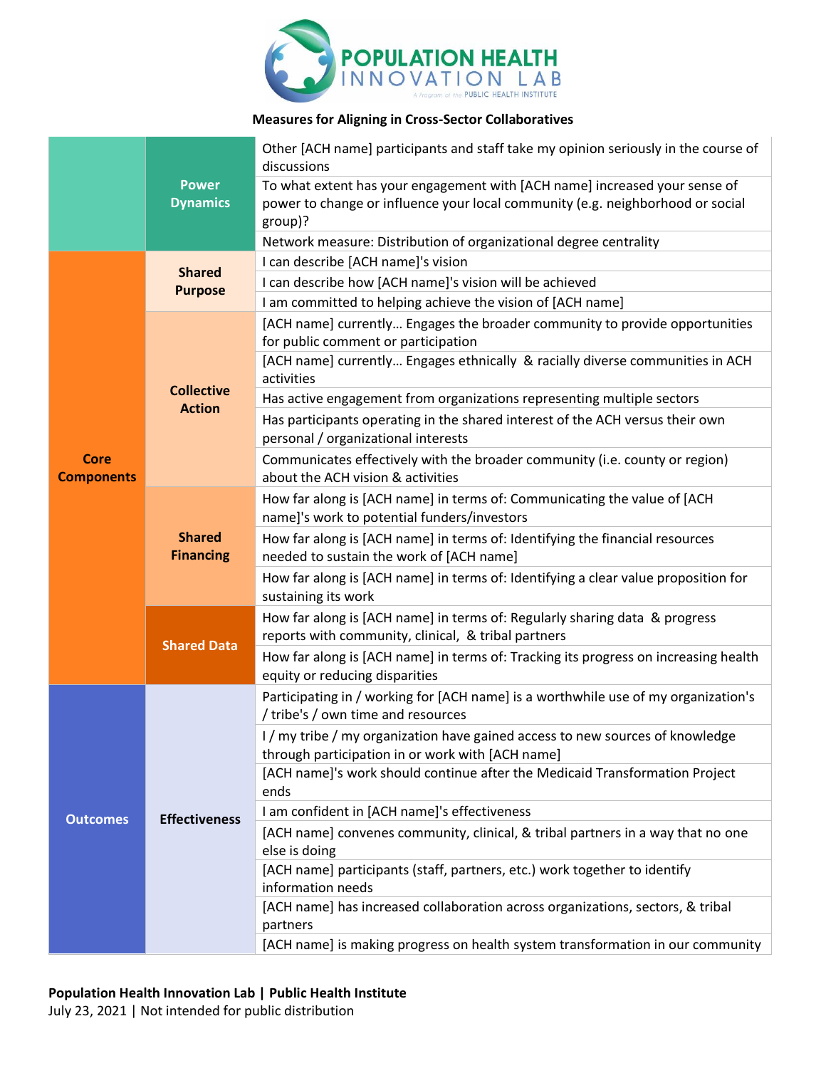**Measures for Aligning in Cross-Sector Collaboratives**

| | | |
|---|---|---|
| | Power Dynamics | Other [ACH name] participants and staff take my opinion seriously in the course of discussions |
| | | To what extent has your engagement with [ACH name] increased your sense of power to change or influence your local community (e.g. neighborhood or social group)? |
| | | Network measure: Distribution of organizational degree centrality |
| Core Components | Shared Purpose | I can describe [ACH name]'s vision |
| | | I can describe how [ACH name]'s vision will be achieved |
| | | I am committed to helping achieve the vision of [ACH name] |
| | Collective Action | [ACH name] currently… Engages the broader community to provide opportunities for public comment or participation |
| | | [ACH name] currently… Engages ethnically & racially diverse communities in ACH activities |
| | | Has active engagement from organizations representing multiple sectors |
| | | Has participants operating in the shared interest of the ACH versus their own personal / organizational interests |
| | | Communicates effectively with the broader community (i.e. county or region) about the ACH vision & activities |
| | Shared Financing | How far along is [ACH name] in terms of: Communicating the value of [ACH name]'s work to potential funders/investors |
| | | How far along is [ACH name] in terms of: Identifying the financial resources needed to sustain the work of [ACH name] |
| | | How far along is [ACH name] in terms of: Identifying a clear value proposition for sustaining its work |
| | Shared Data | How far along is [ACH name] in terms of: Regularly sharing data & progress reports with community, clinical, & tribal partners |
| | | How far along is [ACH name] in terms of: Tracking its progress on increasing health equity or reducing disparities |
| Outcomes | Effectiveness | Participating in / working for [ACH name] is a worthwhile use of my organization's / tribe's / own time and resources |
| | | I / my tribe / my organization have gained access to new sources of knowledge through participation in or work with [ACH name] |
| | | [ACH name]'s work should continue after the Medicaid Transformation Project ends |
| | | I am confident in [ACH name]'s effectiveness |
| | | [ACH name] convenes community, clinical, & tribal partners in a way that no one else is doing |
| | | [ACH name] participants (staff, partners, etc.) work together to identify information needs |
| | | [ACH name] has increased collaboration across organizations, sectors, & tribal partners |
| | | [ACH name] is making progress on health system transformation in our community |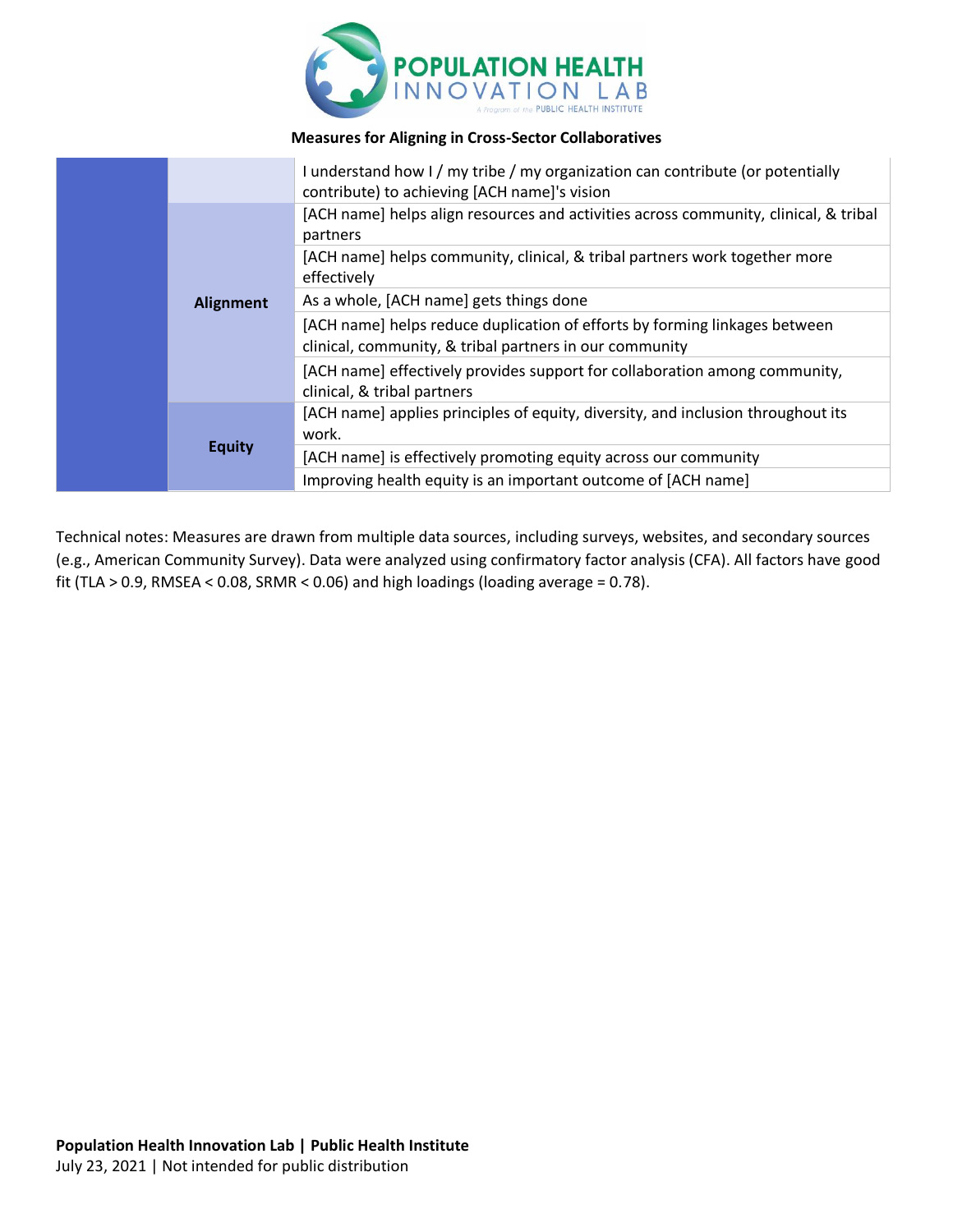**Measures for Aligning in Cross-Sector Collaboratives**

| | | |
|---|---|---|
| | | I understand how I / my tribe / my organization can contribute (or potentially contribute) to achieving [ACH name]'s vision |
| | **Alignment** | [ACH name] helps align resources and activities across community, clinical, & tribal partners |
| | | [ACH name] helps community, clinical, & tribal partners work together more effectively |
| | | As a whole, [ACH name] gets things done |
| | | [ACH name] helps reduce duplication of efforts by forming linkages between clinical, community, & tribal partners in our community |
| | | [ACH name] effectively provides support for collaboration among community, clinical, & tribal partners |
| | **Equity** | [ACH name] applies principles of equity, diversity, and inclusion throughout its work. |
| | | [ACH name] is effectively promoting equity across our community |
| | | Improving health equity is an important outcome of [ACH name] |

Technical notes: Measures are drawn from multiple data sources, including surveys, websites, and secondary sources (e.g., American Community Survey). Data were analyzed using confirmatory factor analysis (CFA). All factors have good fit (TLA > 0.9, RMSEA < 0.08, SRMR < 0.06) and high loadings (loading average = 0.78).

**Population Health Innovation Lab | Public Health Institute**
July 23, 2021 | Not intended for public distribution